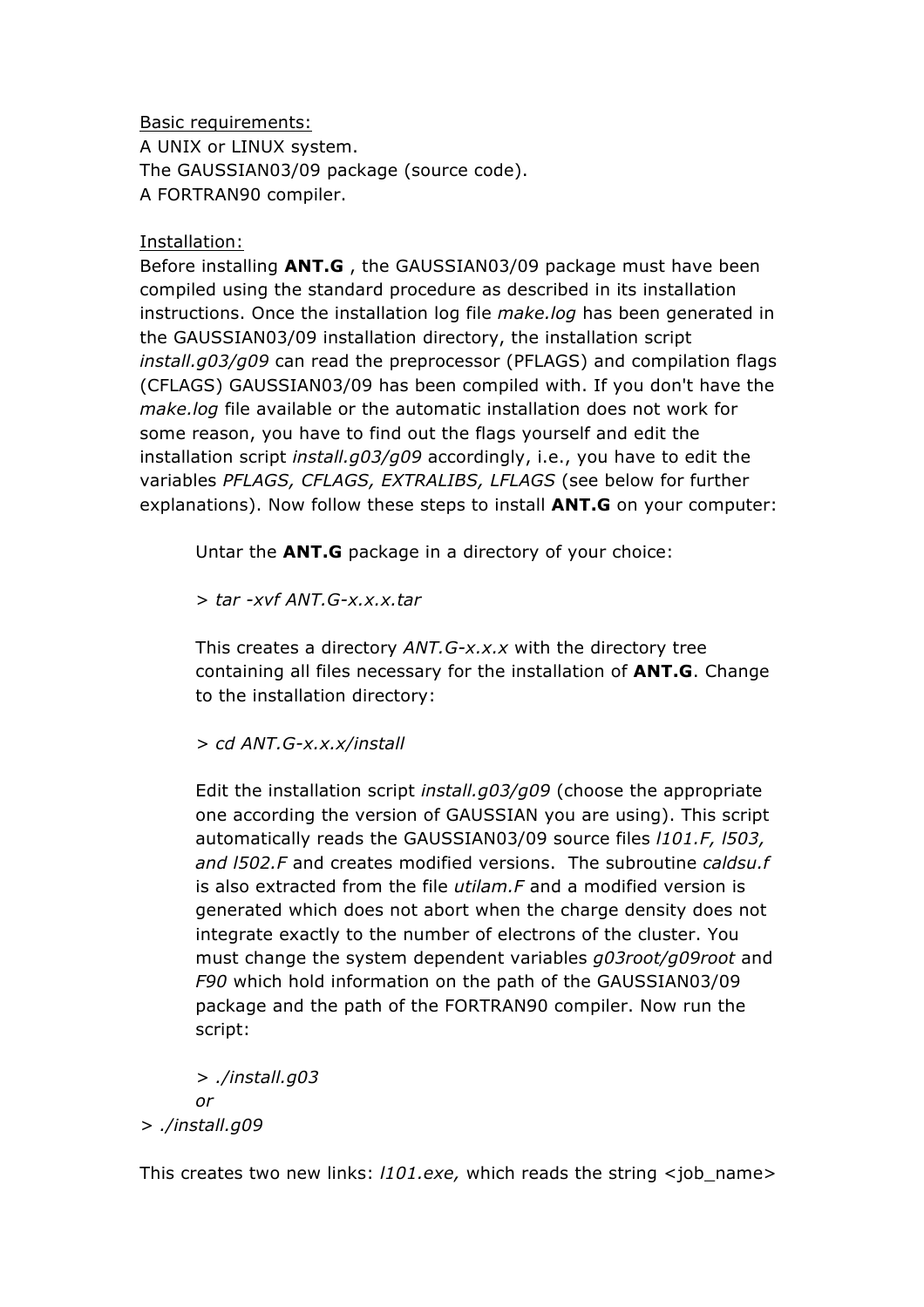Basic requirements:
A UNIX or LINUX system.
The GAUSSIAN03/09 package (source code).
A FORTRAN90 compiler.

Installation:
Before installing **ANT.G** , the GAUSSIAN03/09 package must have been compiled using the standard procedure as described in its installation instructions. Once the installation log file *make.log* has been generated in the GAUSSIAN03/09 installation directory, the installation script *install.g03/g09* can read the preprocessor (PFLAGS) and compilation flags (CFLAGS) GAUSSIAN03/09 has been compiled with. If you don't have the *make.log* file available or the automatic installation does not work for some reason, you have to find out the flags yourself and edit the installation script *install.g03/g09* accordingly, i.e., you have to edit the variables *PFLAGS, CFLAGS, EXTRALIBS, LFLAGS* (see below for further explanations). Now follow these steps to install **ANT.G** on your computer:

Untar the **ANT.G** package in a directory of your choice:

*> tar -xvf ANT.G-x.x.x.tar*

This creates a directory *ANT.G-x.x.x* with the directory tree containing all files necessary for the installation of **ANT.G**. Change to the installation directory:

*> cd ANT.G-x.x.x/install*

Edit the installation script *install.g03/g09* (choose the appropriate one according the version of GAUSSIAN you are using). This script automatically reads the GAUSSIAN03/09 source files *l101.F, l503, and l502.F* and creates modified versions. The subroutine *caldsu.f* is also extracted from the file *utilam.F* and a modified version is generated which does not abort when the charge density does not integrate exactly to the number of electrons of the cluster. You must change the system dependent variables *g03root/g09root* and *F90* which hold information on the path of the GAUSSIAN03/09 package and the path of the FORTRAN90 compiler. Now run the script:

*> ./install.g03*
*or*
*> ./install.g09*

This creates two new links: *l101.exe,* which reads the string <job_name>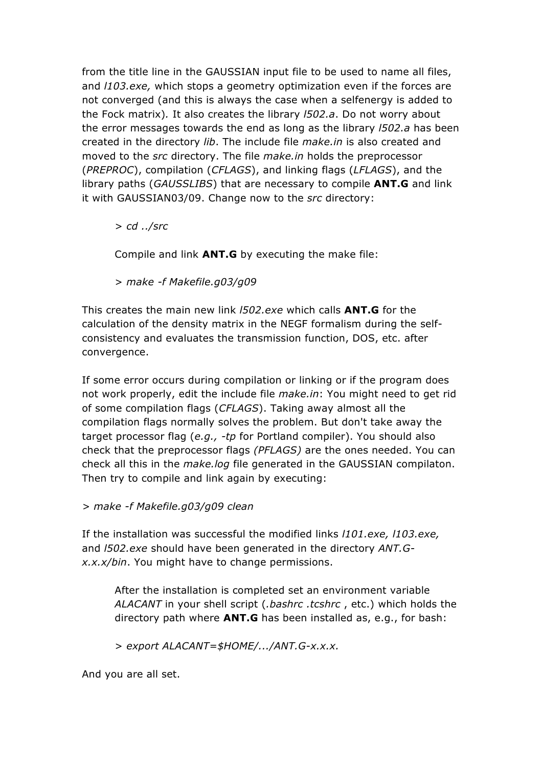from the title line in the GAUSSIAN input file to be used to name all files, and *l103.exe,* which stops a geometry optimization even if the forces are not converged (and this is always the case when a selfenergy is added to the Fock matrix)*.* It also creates the library *l502.a*. Do not worry about the error messages towards the end as long as the library *l502.a* has been created in the directory *lib*. The include file *make.in* is also created and moved to the *src* directory. The file *make.in* holds the preprocessor (*PREPROC*), compilation (*CFLAGS*), and linking flags (*LFLAGS*), and the library paths (*GAUSSLIBS*) that are necessary to compile **ANT.G** and link it with GAUSSIAN03/09. Change now to the *src* directory:

> *> cd ../src*
>
> Compile and link **ANT.G** by executing the make file:
>
> *> make -f Makefile.g03/g09*

This creates the main new link *l502.exe* which calls **ANT.G** for the calculation of the density matrix in the NEGF formalism during the self-consistency and evaluates the transmission function, DOS, etc. after convergence.

If some error occurs during compilation or linking or if the program does not work properly, edit the include file *make.in*: You might need to get rid of some compilation flags (*CFLAGS*). Taking away almost all the compilation flags normally solves the problem. But don't take away the target processor flag (*e.g., -tp* for Portland compiler). You should also check that the preprocessor flags *(PFLAGS)* are the ones needed. You can check all this in the *make.log* file generated in the GAUSSIAN compilaton. Then try to compile and link again by executing:

*> make -f Makefile.g03/g09 clean*

If the installation was successful the modified links *l101.exe, l103.exe,* and *l502.exe* should have been generated in the directory *ANT.G-x.x.x/bin*. You might have to change permissions.

> After the installation is completed set an environment variable *ALACANT* in your shell script (*.bashrc .tcshrc* , etc.) which holds the directory path where **ANT.G** has been installed as, e.g., for bash:
>
> *> export ALACANT=$HOME/.../ANT.G-x.x.x.*

And you are all set.